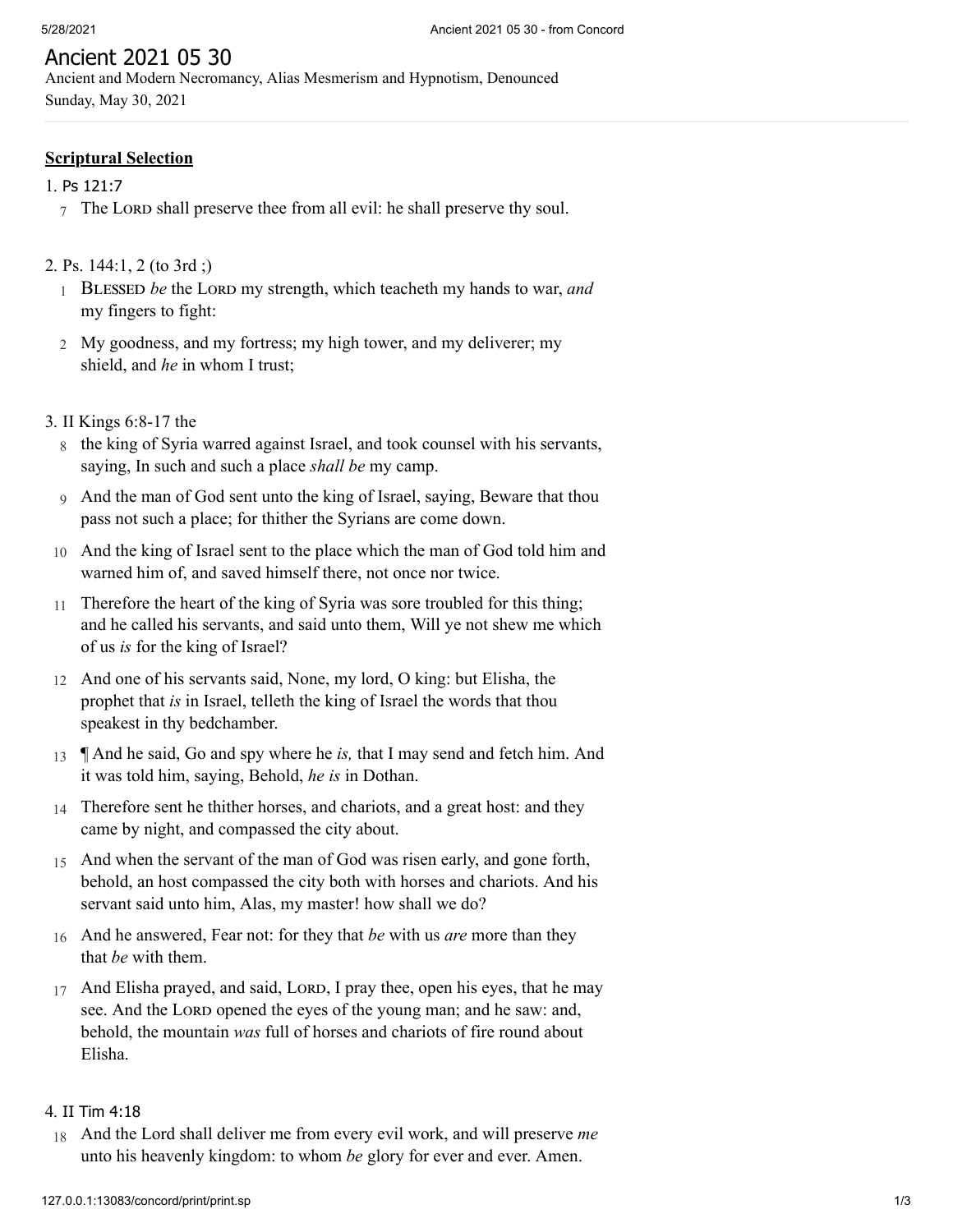# Ancient 2021 05 30

Ancient and Modern Necromancy, Alias Mesmerism and Hypnotism, Denounced
Sunday, May 30, 2021

**Scriptural Selection**

1. Ps 121:7

7 The LORD shall preserve thee from all evil: he shall preserve thy soul.

2. Ps. 144:1, 2 (to 3rd ;)

1 BLESSED *be* the LORD my strength, which teacheth my hands to war, *and* my fingers to fight:

2 My goodness, and my fortress; my high tower, and my deliverer; my shield, and *he* in whom I trust;

3. II Kings 6:8-17 the

8 the king of Syria warred against Israel, and took counsel with his servants, saying, In such and such a place *shall be* my camp.

9 And the man of God sent unto the king of Israel, saying, Beware that thou pass not such a place; for thither the Syrians are come down.

10 And the king of Israel sent to the place which the man of God told him and warned him of, and saved himself there, not once nor twice.

11 Therefore the heart of the king of Syria was sore troubled for this thing; and he called his servants, and said unto them, Will ye not shew me which of us *is* for the king of Israel?

12 And one of his servants said, None, my lord, O king: but Elisha, the prophet that *is* in Israel, telleth the king of Israel the words that thou speakest in thy bedchamber.

13 ¶ And he said, Go and spy where he *is,* that I may send and fetch him. And it was told him, saying, Behold, *he is* in Dothan.

14 Therefore sent he thither horses, and chariots, and a great host: and they came by night, and compassed the city about.

15 And when the servant of the man of God was risen early, and gone forth, behold, an host compassed the city both with horses and chariots. And his servant said unto him, Alas, my master! how shall we do?

16 And he answered, Fear not: for they that *be* with us *are* more than they that *be* with them.

17 And Elisha prayed, and said, LORD, I pray thee, open his eyes, that he may see. And the LORD opened the eyes of the young man; and he saw: and, behold, the mountain *was* full of horses and chariots of fire round about Elisha.

4. II Tim 4:18

18 And the Lord shall deliver me from every evil work, and will preserve *me* unto his heavenly kingdom: to whom *be* glory for ever and ever. Amen.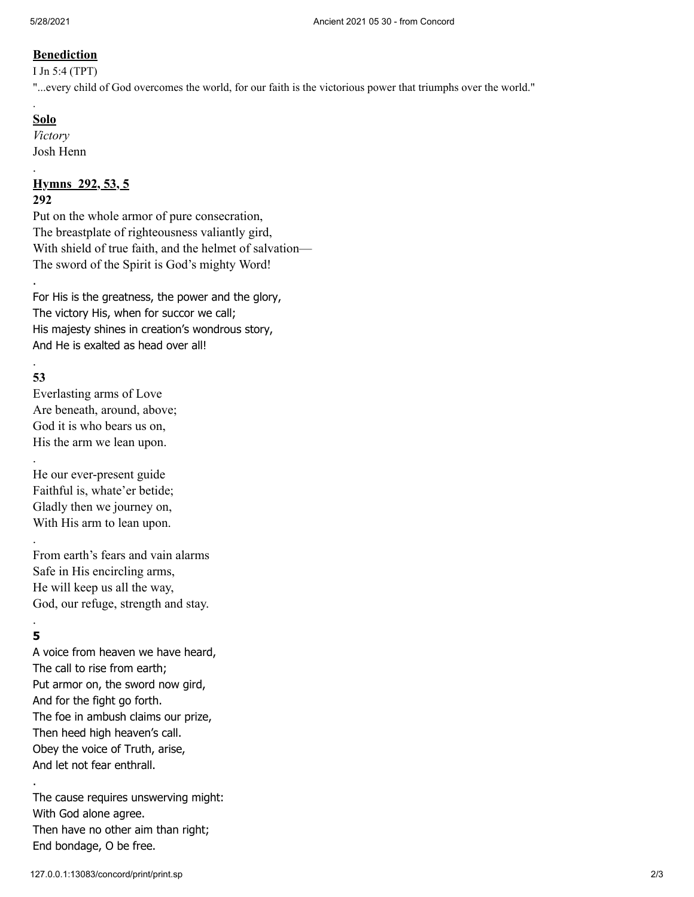**Benediction**

I Jn 5:4 (TPT)

"...every child of God overcomes the world, for our faith is the victorious power that triumphs over the world."

.

**Solo**

*Victory*

Josh Henn

.

**Hymns 292, 53, 5**

**292**

Put on the whole armor of pure consecration,
The breastplate of righteousness valiantly gird,
With shield of true faith, and the helmet of salvation—
The sword of the Spirit is God's mighty Word!

.

For His is the greatness, the power and the glory,
The victory His, when for succor we call;
His majesty shines in creation's wondrous story,
And He is exalted as head over all!

.

**53**

Everlasting arms of Love
Are beneath, around, above;
God it is who bears us on,
His the arm we lean upon.

.

He our ever-present guide
Faithful is, whate'er betide;
Gladly then we journey on,
With His arm to lean upon.

.

From earth's fears and vain alarms
Safe in His encircling arms,
He will keep us all the way,
God, our refuge, strength and stay.

.

**5**

A voice from heaven we have heard,
The call to rise from earth;
Put armor on, the sword now gird,
And for the fight go forth.
The foe in ambush claims our prize,
Then heed high heaven's call.
Obey the voice of Truth, arise,
And let not fear enthrall.

.

The cause requires unswerving might:
With God alone agree.
Then have no other aim than right;
End bondage, O be free.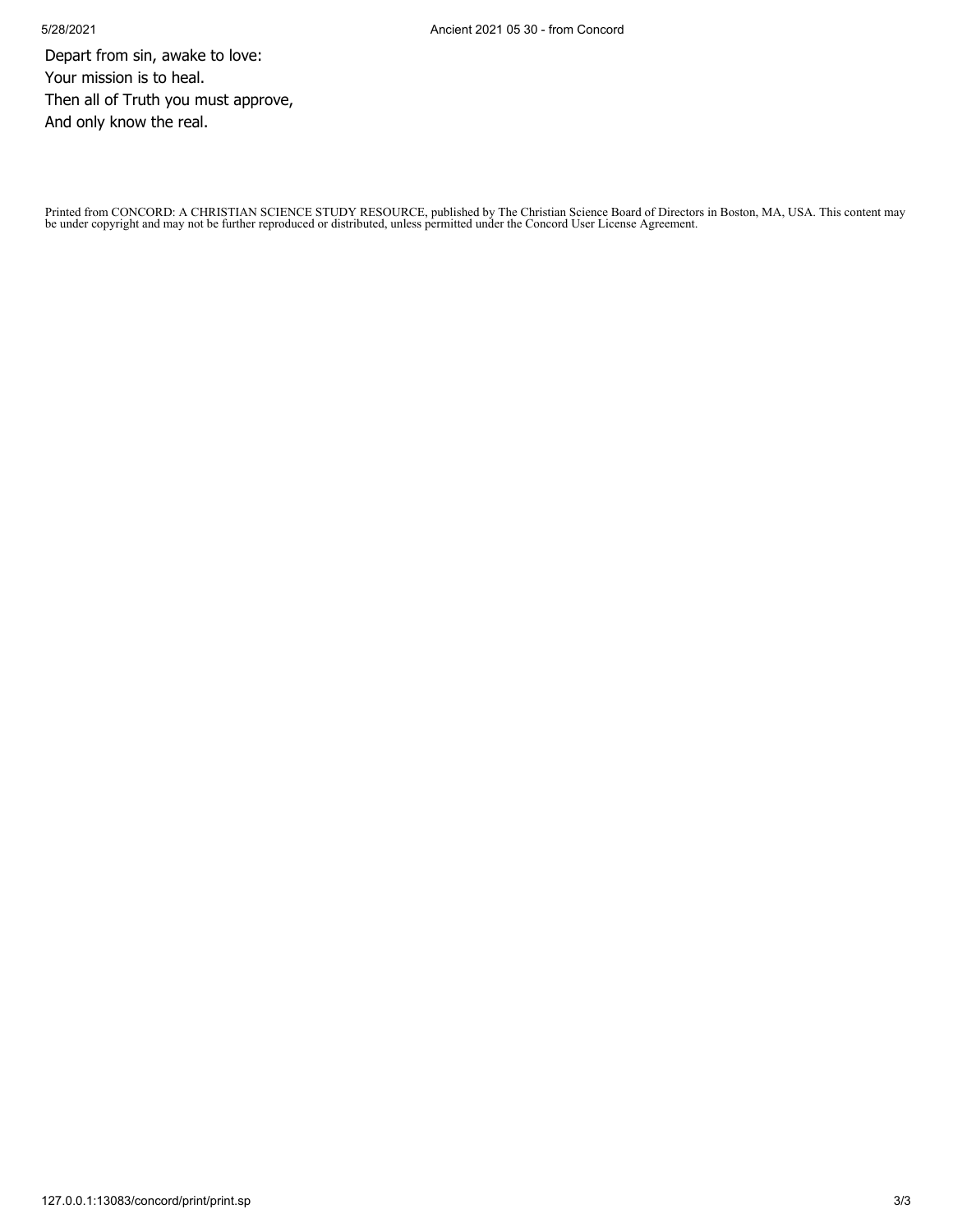Depart from sin, awake to love:
Your mission is to heal.
Then all of Truth you must approve,
And only know the real.

Printed from CONCORD: A CHRISTIAN SCIENCE STUDY RESOURCE, published by The Christian Science Board of Directors in Boston, MA, USA. This content may be under copyright and may not be further reproduced or distributed, unless permitted under the Concord User License Agreement.